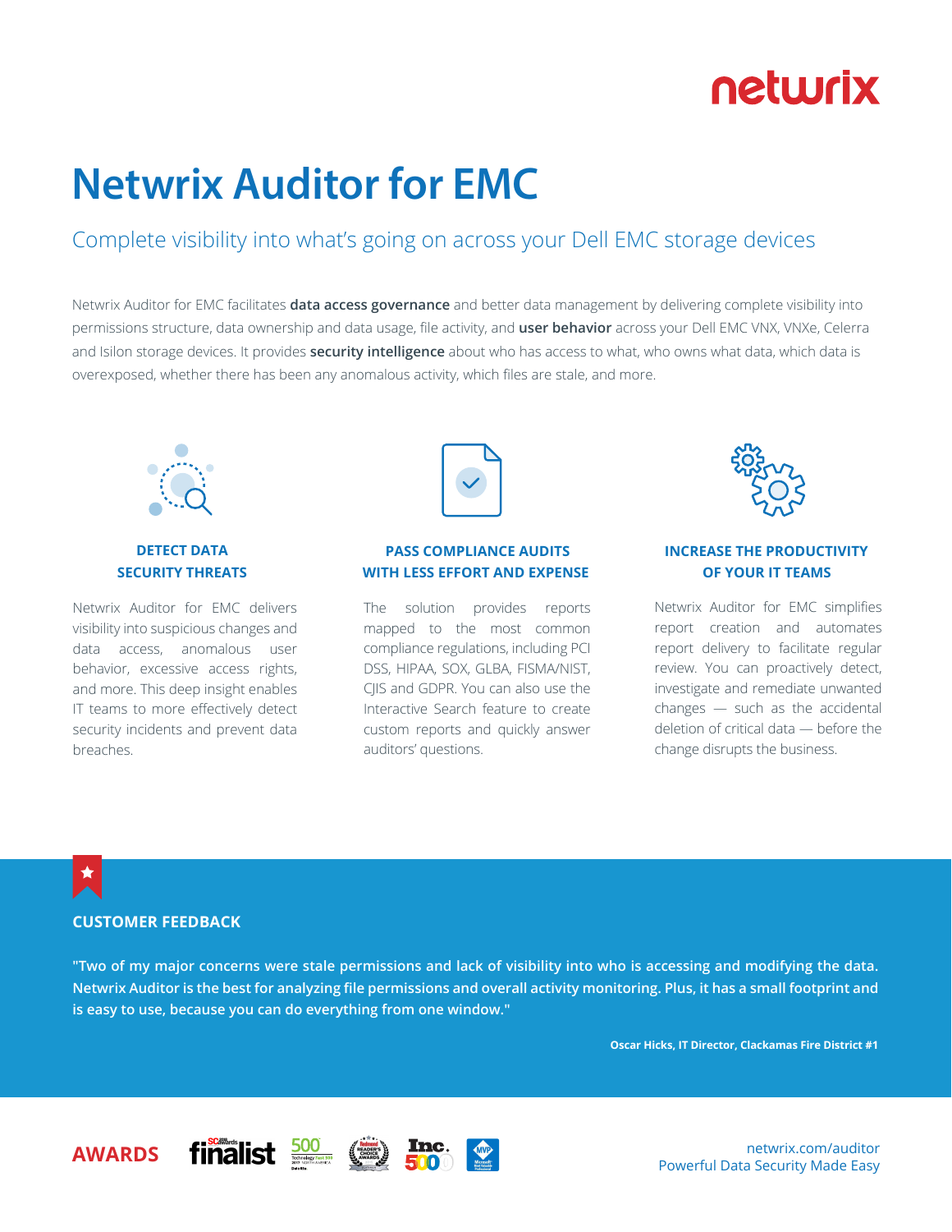netwrix

# Netwrix Auditor for EMC

## Complete visibility into what's going on across your Dell EMC storage devices

Netwrix Auditor for EMC facilitates **data access governance** and better data management by delivering complete visibility into permissions structure, data ownership and data usage, file activity, and **user behavior** across your Dell EMC VNX, VNXe, Celerra and Isilon storage devices. It provides **security intelligence** about who has access to what, who owns what data, which data is overexposed, whether there has been any anomalous activity, which files are stale, and more.

### DETECT DATA SECURITY THREATS

Netwrix Auditor for EMC delivers visibility into suspicious changes and data access, anomalous user behavior, excessive access rights, and more. This deep insight enables IT teams to more effectively detect security incidents and prevent data breaches.

### PASS COMPLIANCE AUDITS WITH LESS EFFORT AND EXPENSE

The solution provides reports mapped to the most common compliance regulations, including PCI DSS, HIPAA, SOX, GLBA, FISMA/NIST, CJIS and GDPR. You can also use the Interactive Search feature to create custom reports and quickly answer auditors' questions.

### INCREASE THE PRODUCTIVITY OF YOUR IT TEAMS

Netwrix Auditor for EMC simplifies report creation and automates report delivery to facilitate regular review. You can proactively detect, investigate and remediate unwanted changes — such as the accidental deletion of critical data — before the change disrupts the business.

### CUSTOMER FEEDBACK

**"Two of my major concerns were stale permissions and lack of visibility into who is accessing and modifying the data. Netwrix Auditor is the best for analyzing file permissions and overall activity monitoring. Plus, it has a small footprint and is easy to use, because you can do everything from one window."**

**Oscar Hicks, IT Director, Clackamas Fire District #1**

**AWARDS**

netwrix.com/auditor
Powerful Data Security Made Easy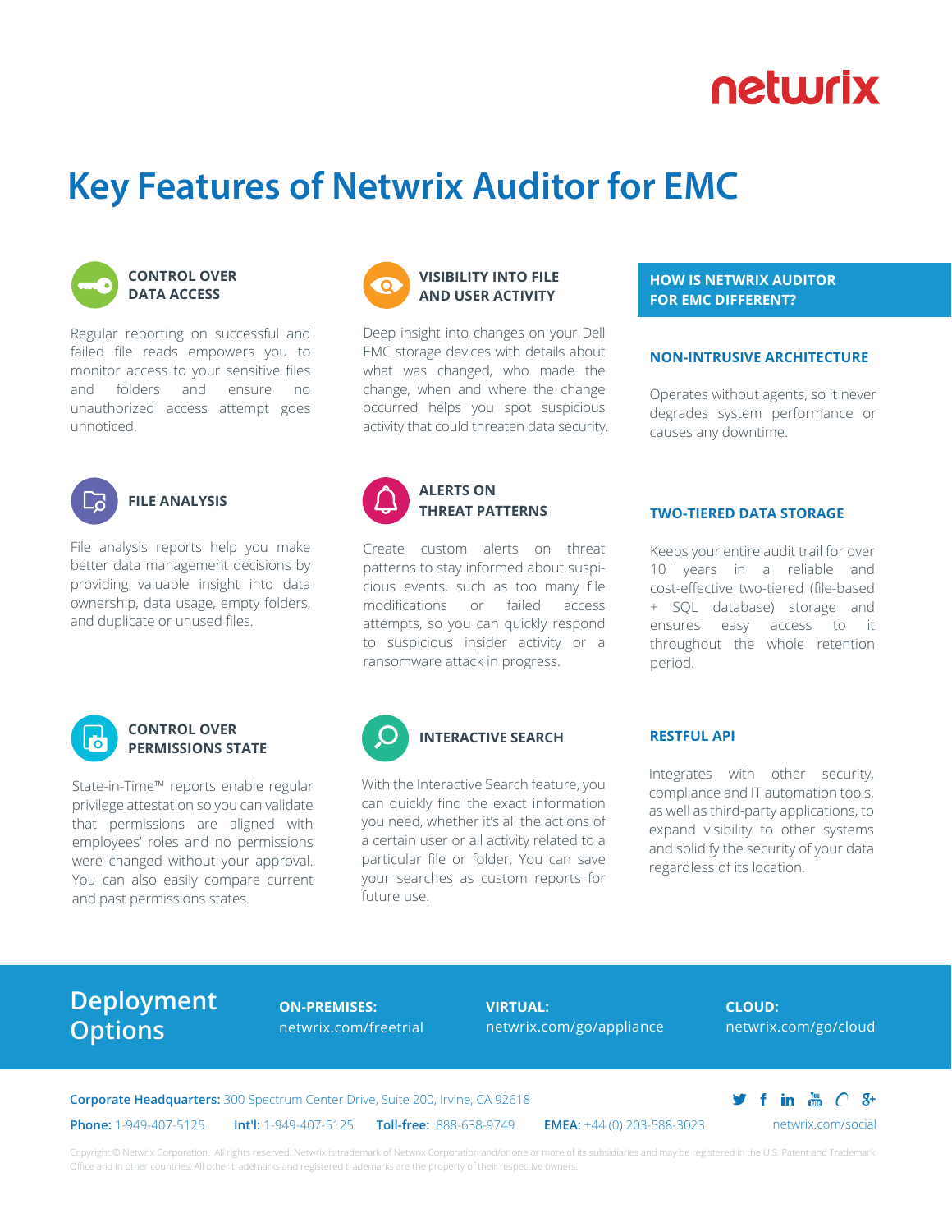netwrix

# Key Features of Netwrix Auditor for EMC

### CONTROL OVER DATA ACCESS

Regular reporting on successful and failed file reads empowers you to monitor access to your sensitive files and folders and ensure no unauthorized access attempt goes unnoticed.

### VISIBILITY INTO FILE AND USER ACTIVITY

Deep insight into changes on your Dell EMC storage devices with details about what was changed, who made the change, when and where the change occurred helps you spot suspicious activity that could threaten data security.

### FILE ANALYSIS

File analysis reports help you make better data management decisions by providing valuable insight into data ownership, data usage, empty folders, and duplicate or unused files.

### ALERTS ON THREAT PATTERNS

Create custom alerts on threat patterns to stay informed about suspicious events, such as too many file modifications or failed access attempts, so you can quickly respond to suspicious insider activity or a ransomware attack in progress.

### CONTROL OVER PERMISSIONS STATE

State-in-Time™ reports enable regular privilege attestation so you can validate that permissions are aligned with employees' roles and no permissions were changed without your approval. You can also easily compare current and past permissions states.

### INTERACTIVE SEARCH

With the Interactive Search feature, you can quickly find the exact information you need, whether it's all the actions of a certain user or all activity related to a particular file or folder. You can save your searches as custom reports for future use.

## HOW IS NETWRIX AUDITOR FOR EMC DIFFERENT?

### NON-INTRUSIVE ARCHITECTURE

Operates without agents, so it never degrades system performance or causes any downtime.

### TWO-TIERED DATA STORAGE

Keeps your entire audit trail for over 10 years in a reliable and cost-effective two-tiered (file-based + SQL database) storage and ensures easy access to it throughout the whole retention period.

### RESTFUL API

Integrates with other security, compliance and IT automation tools, as well as third-party applications, to expand visibility to other systems and solidify the security of your data regardless of its location.

## Deployment Options

**ON-PREMISES:** netwrix.com/freetrial

**VIRTUAL:** netwrix.com/go/appliance

**CLOUD:** netwrix.com/go/cloud

**Corporate Headquarters:** 300 Spectrum Center Drive, Suite 200, Irvine, CA 92618

**Phone:** 1-949-407-5125 **Int'l:** 1-949-407-5125 **Toll-free:** 888-638-9749 **EMEA:** +44 (0) 203-588-3023

netwrix.com/social

Copyright © Netwrix Corporation. All rights reserved. Netwrix is trademark of Netwrix Corporation and/or one or more of its subsidiaries and may be registered in the U.S. Patent and Trademark Office and in other countries. All other trademarks and registered trademarks are the property of their respective owners.